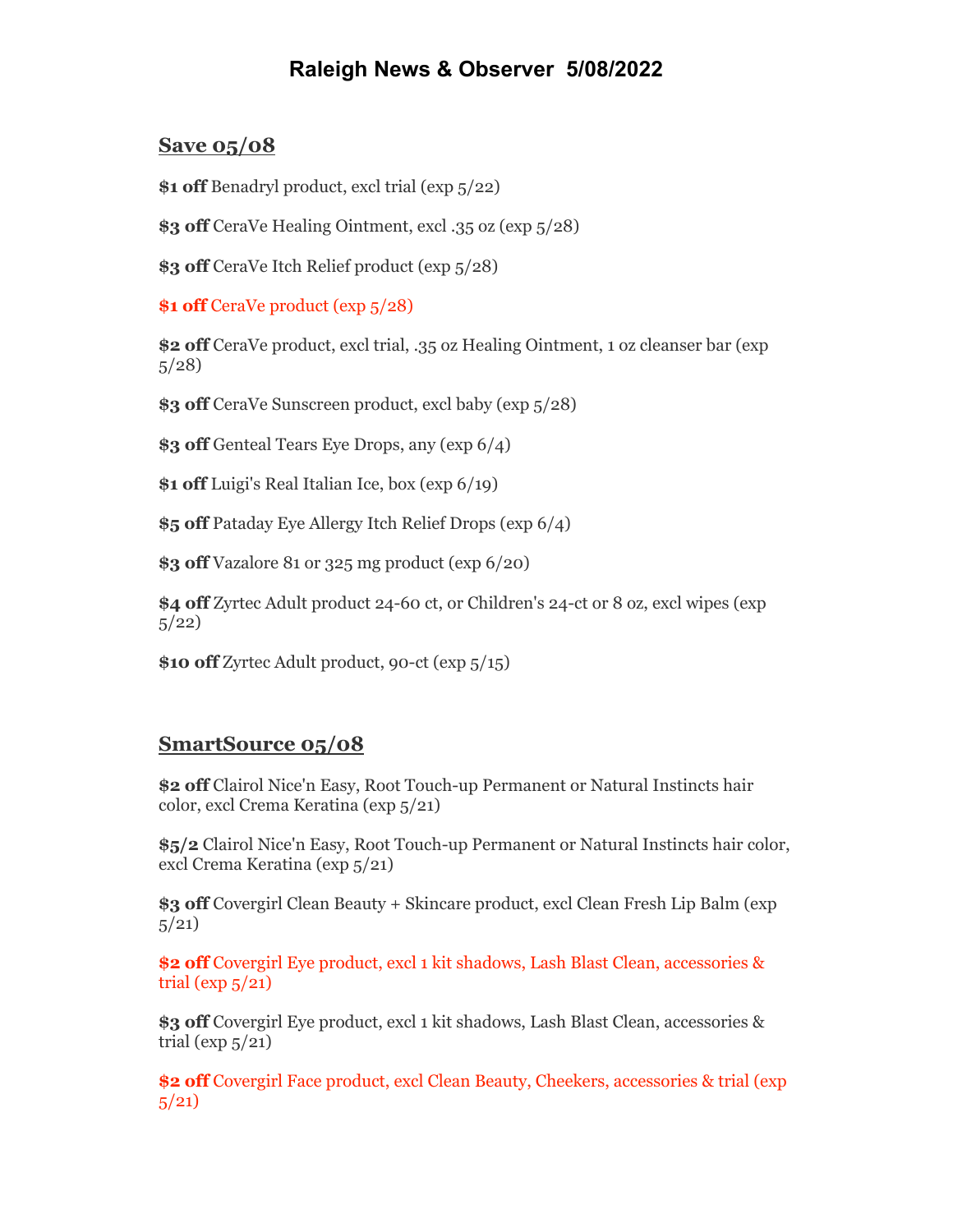# Raleigh News & Observer 5/08/2022

## Save 05/08

**$1 off** Benadryl product, excl trial (exp 5/22)

**$3 off** CeraVe Healing Ointment, excl .35 oz (exp 5/28)

**$3 off** CeraVe Itch Relief product (exp 5/28)

**$1 off** CeraVe product (exp 5/28)

**$2 off** CeraVe product, excl trial, .35 oz Healing Ointment, 1 oz cleanser bar (exp 5/28)

**$3 off** CeraVe Sunscreen product, excl baby (exp 5/28)

**$3 off** Genteal Tears Eye Drops, any (exp 6/4)

**$1 off** Luigi's Real Italian Ice, box (exp 6/19)

**$5 off** Pataday Eye Allergy Itch Relief Drops (exp 6/4)

**$3 off** Vazalore 81 or 325 mg product (exp 6/20)

**$4 off** Zyrtec Adult product 24-60 ct, or Children's 24-ct or 8 oz, excl wipes (exp 5/22)

**$10 off** Zyrtec Adult product, 90-ct (exp 5/15)

## SmartSource 05/08

**$2 off** Clairol Nice'n Easy, Root Touch-up Permanent or Natural Instincts hair color, excl Crema Keratina (exp 5/21)

**$5/2** Clairol Nice'n Easy, Root Touch-up Permanent or Natural Instincts hair color, excl Crema Keratina (exp 5/21)

**$3 off** Covergirl Clean Beauty + Skincare product, excl Clean Fresh Lip Balm (exp 5/21)

**$2 off** Covergirl Eye product, excl 1 kit shadows, Lash Blast Clean, accessories & trial (exp 5/21)

**$3 off** Covergirl Eye product, excl 1 kit shadows, Lash Blast Clean, accessories & trial (exp 5/21)

**$2 off** Covergirl Face product, excl Clean Beauty, Cheekers, accessories & trial (exp 5/21)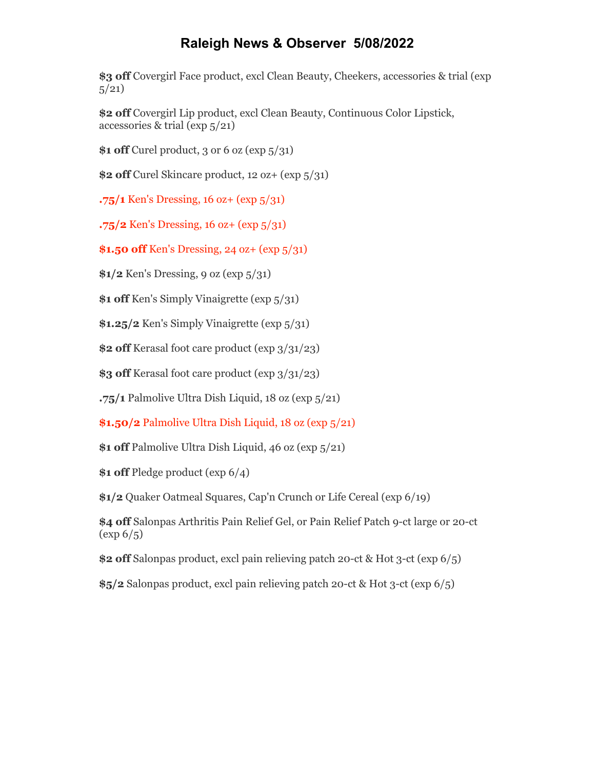# Raleigh News & Observer 5/08/2022

**$3 off** Covergirl Face product, excl Clean Beauty, Cheekers, accessories & trial (exp 5/21)

**$2 off** Covergirl Lip product, excl Clean Beauty, Continuous Color Lipstick, accessories & trial (exp 5/21)

**$1 off** Curel product, 3 or 6 oz (exp 5/31)

**$2 off** Curel Skincare product, 12 oz+ (exp 5/31)

**.75/1** Ken's Dressing, 16 oz+ (exp 5/31)

**.75/2** Ken's Dressing, 16 oz+ (exp 5/31)

**$1.50 off** Ken's Dressing, 24 oz+ (exp 5/31)

**$1/2** Ken's Dressing, 9 oz (exp 5/31)

**$1 off** Ken's Simply Vinaigrette (exp 5/31)

**$1.25/2** Ken's Simply Vinaigrette (exp 5/31)

**$2 off** Kerasal foot care product (exp 3/31/23)

**$3 off** Kerasal foot care product (exp 3/31/23)

**.75/1** Palmolive Ultra Dish Liquid, 18 oz (exp 5/21)

**$1.50/2** Palmolive Ultra Dish Liquid, 18 oz (exp 5/21)

**$1 off** Palmolive Ultra Dish Liquid, 46 oz (exp 5/21)

**$1 off** Pledge product (exp 6/4)

**$1/2** Quaker Oatmeal Squares, Cap'n Crunch or Life Cereal (exp 6/19)

**$4 off** Salonpas Arthritis Pain Relief Gel, or Pain Relief Patch 9-ct large or 20-ct (exp 6/5)

**$2 off** Salonpas product, excl pain relieving patch 20-ct & Hot 3-ct (exp 6/5)

**$5/2** Salonpas product, excl pain relieving patch 20-ct & Hot 3-ct (exp 6/5)